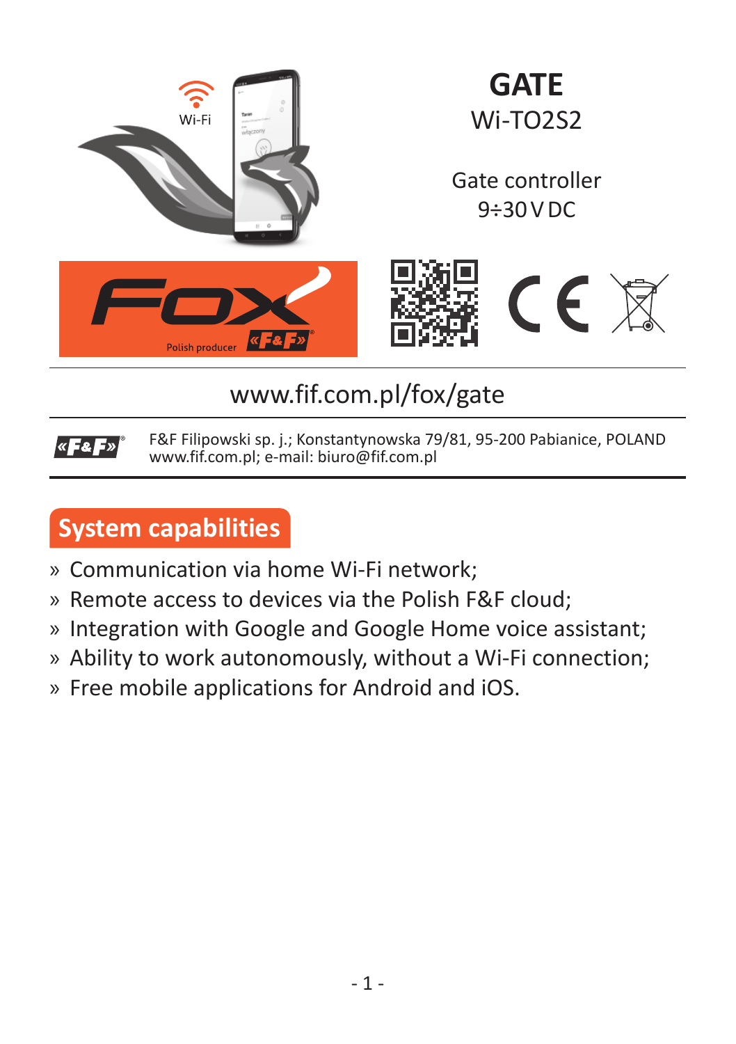# GATE

Wi-TO2S2

Gate controller
9÷30 V DC

www.fif.com.pl/fox/gate

F&F Filipowski sp. j.; Konstantynowska 79/81, 95-200 Pabianice, POLAND
www.fif.com.pl; e-mail: biuro@fif.com.pl

## System capabilities

» Communication via home Wi-Fi network;
» Remote access to devices via the Polish F&F cloud;
» Integration with Google and Google Home voice assistant;
» Ability to work autonomously, without a Wi-Fi connection;
» Free mobile applications for Android and iOS.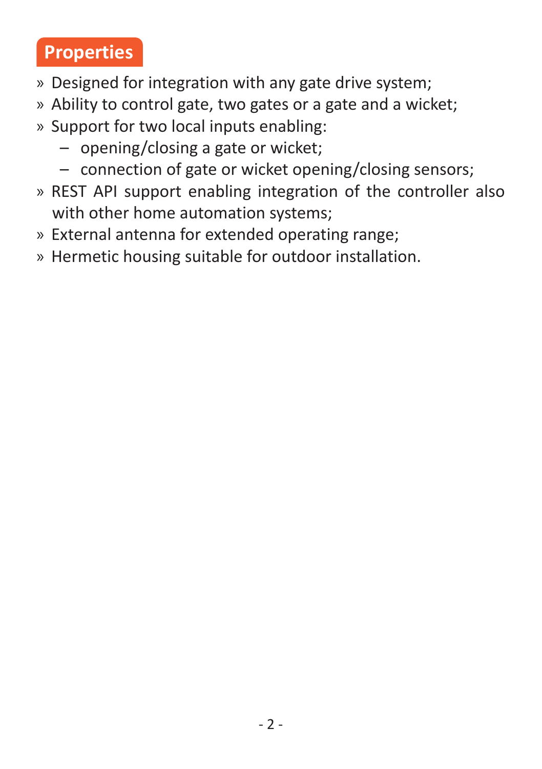## Properties

- Designed for integration with any gate drive system;
- Ability to control gate, two gates or a gate and a wicket;
- Support for two local inputs enabling:
  - opening/closing a gate or wicket;
  - connection of gate or wicket opening/closing sensors;
- REST API support enabling integration of the controller also with other home automation systems;
- External antenna for extended operating range;
- Hermetic housing suitable for outdoor installation.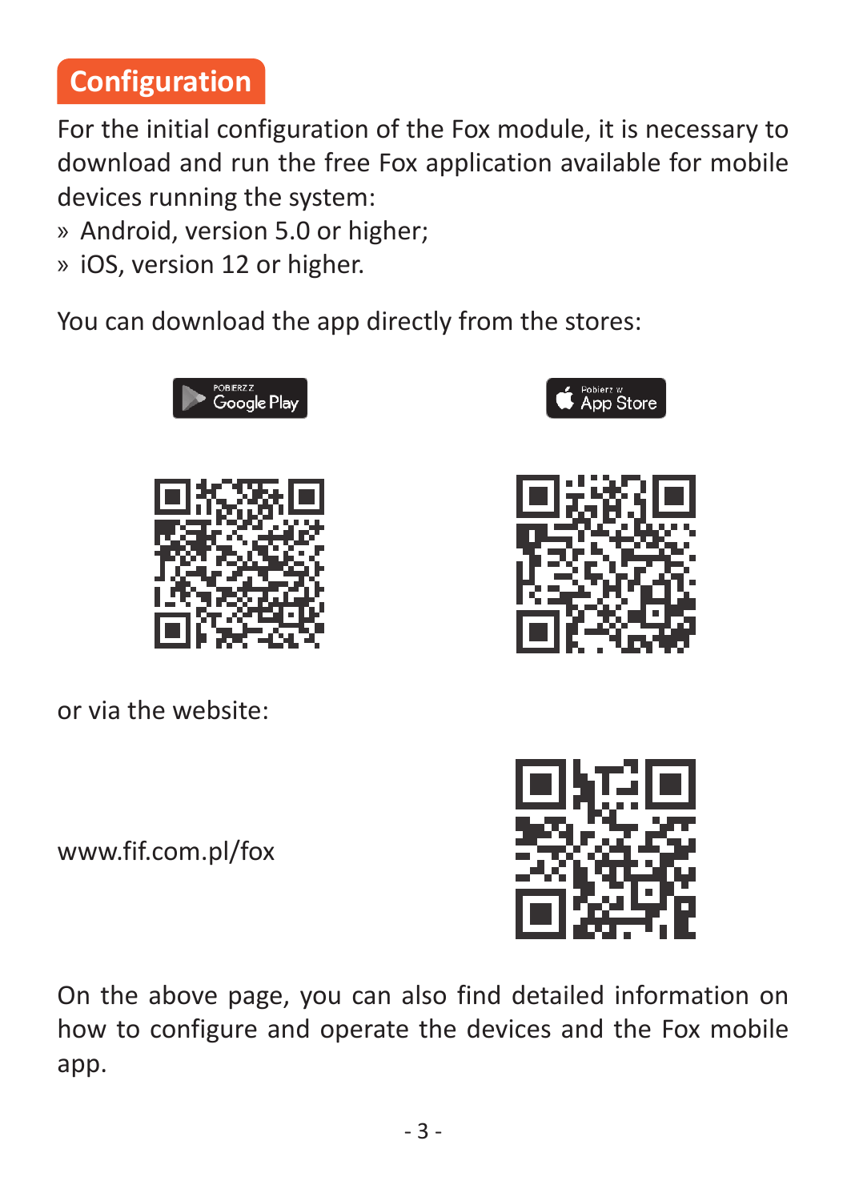## Configuration

For the initial configuration of the Fox module, it is necessary to download and run the free Fox application available for mobile devices running the system:

» Android, version 5.0 or higher;
» iOS, version 12 or higher.

You can download the app directly from the stores:

POBIERZ Z Google Play

Pobierz w App Store

or via the website:

www.fif.com.pl/fox

On the above page, you can also find detailed information on how to configure and operate the devices and the Fox mobile app.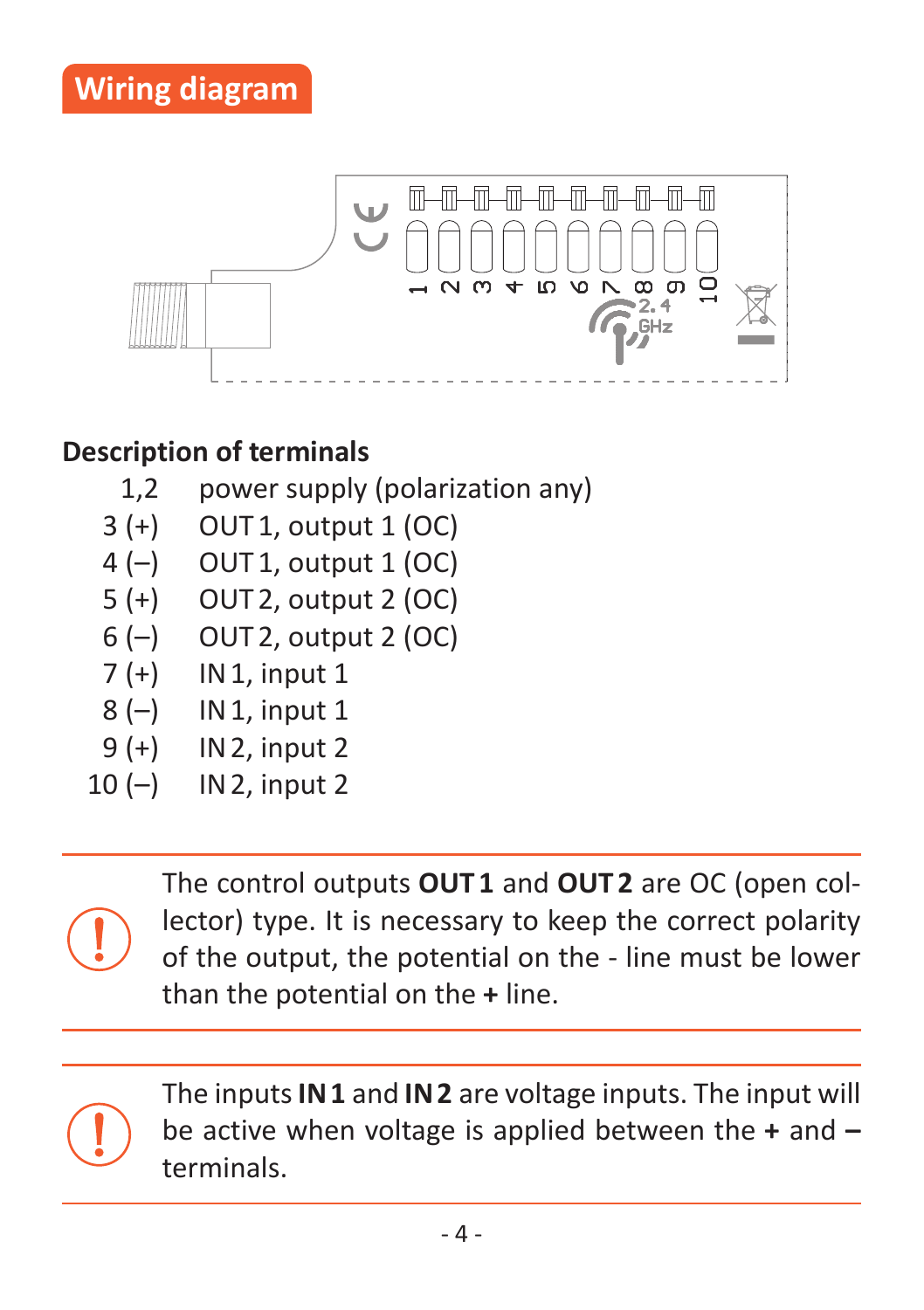## Wiring diagram

### Description of terminals

| | |
|---|---|
| 1,2 | power supply (polarization any) |
| 3 (+) | OUT 1, output 1 (OC) |
| 4 (–) | OUT 1, output 1 (OC) |
| 5 (+) | OUT 2, output 2 (OC) |
| 6 (–) | OUT 2, output 2 (OC) |
| 7 (+) | IN 1, input 1 |
| 8 (–) | IN 1, input 1 |
| 9 (+) | IN 2, input 2 |
| 10 (–) | IN 2, input 2 |

The control outputs **OUT 1** and **OUT 2** are OC (open collector) type. It is necessary to keep the correct polarity of the output, the potential on the - line must be lower than the potential on the **+** line.

The inputs **IN 1** and **IN 2** are voltage inputs. The input will be active when voltage is applied between the **+** and **–** terminals.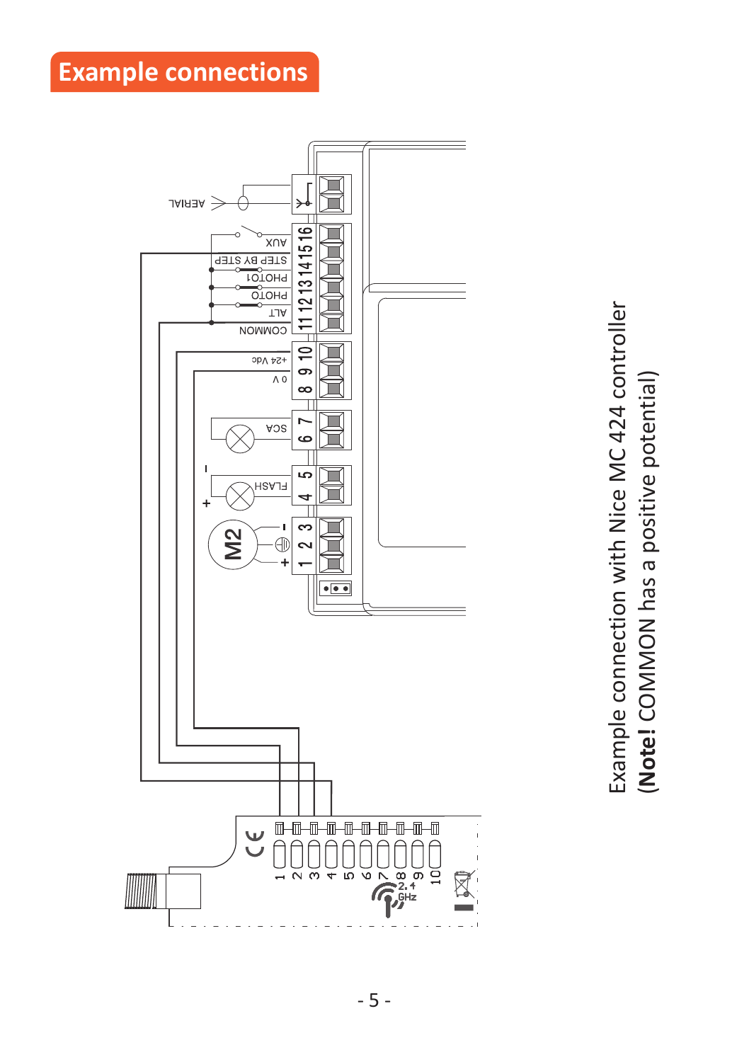# Example connections

Example connection with Nice MC 424 controller
(**Note!** COMMON has a positive potential)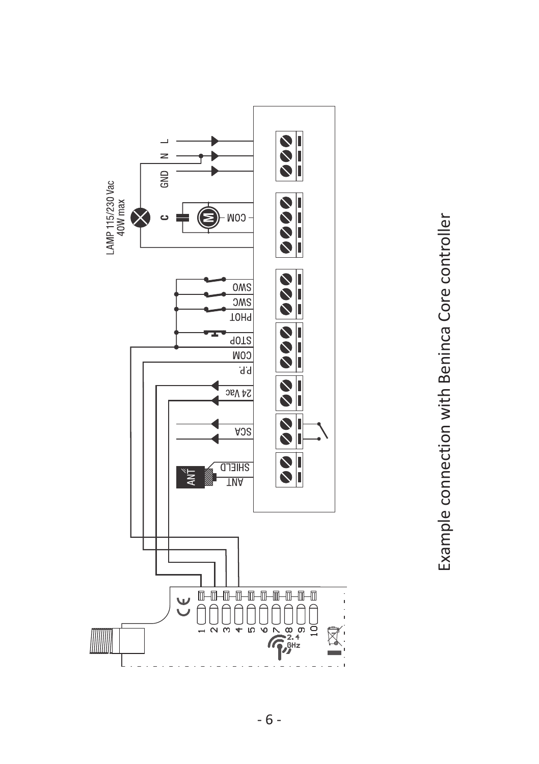LAMP 115/230 Vac
40W max

L
N
GND
C
COM
SWO
SWC
PHOT
STOP
COM
P.P.
24 Vac
SCA
SHIELD
ANT

1
2
3
4
5
6
7
8
9
10

2.4 GHz

Example connection with Beninca Core controller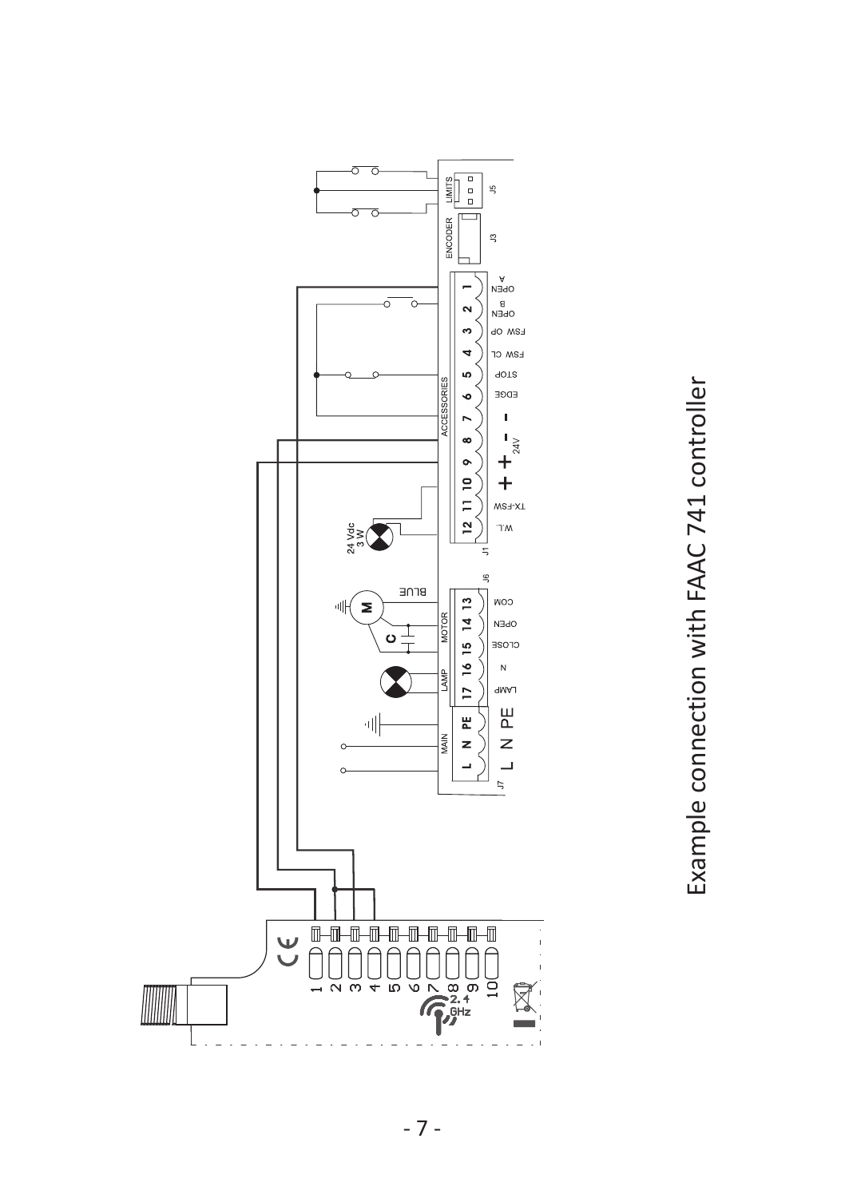Example connection with FAAC 741 controller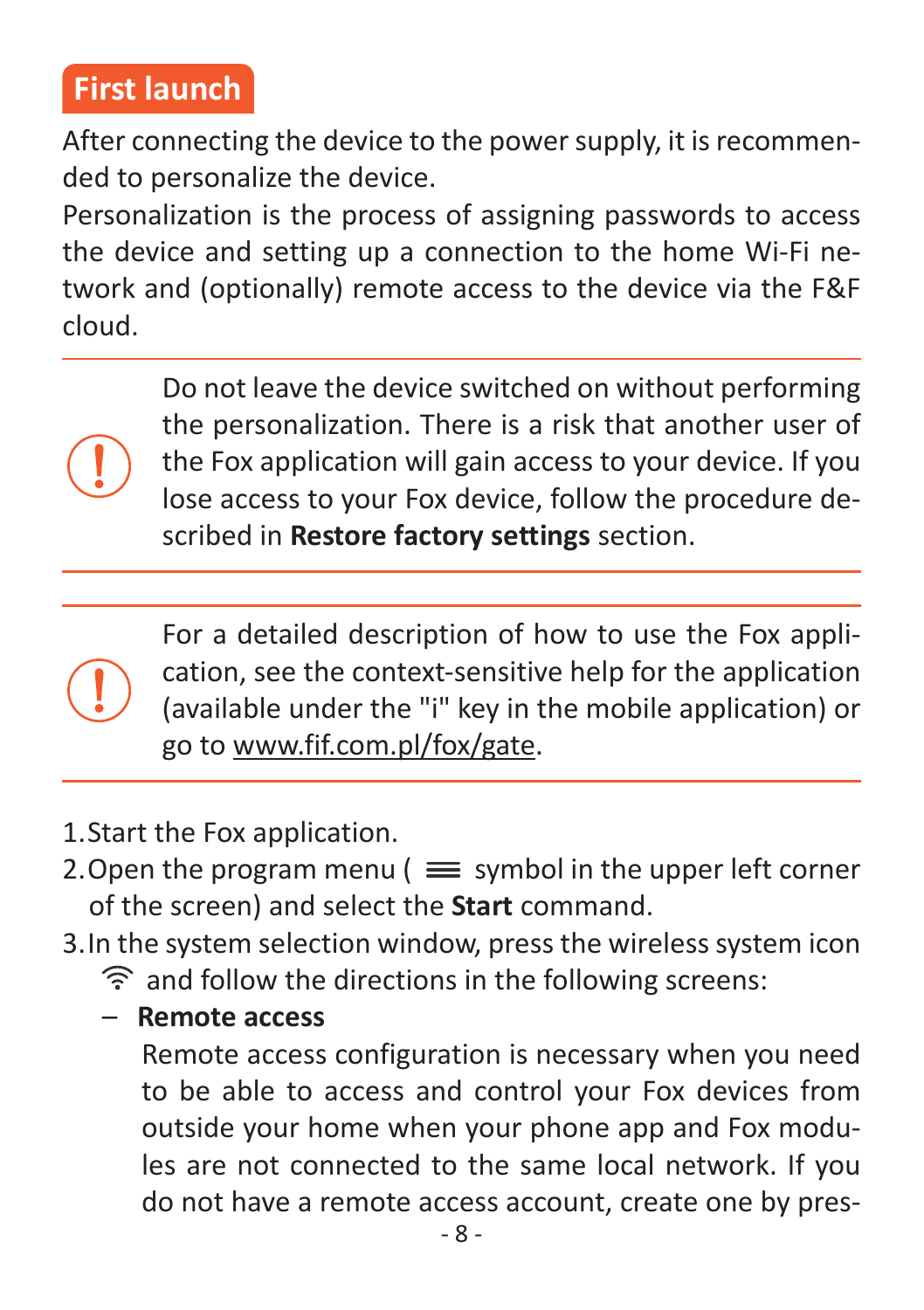## First launch

After connecting the device to the power supply, it is recommended to personalize the device.
Personalization is the process of assigning passwords to access the device and setting up a connection to the home Wi-Fi network and (optionally) remote access to the device via the F&F cloud.

---

> **!** Do not leave the device switched on without performing the personalization. There is a risk that another user of the Fox application will gain access to your device. If you lose access to your Fox device, follow the procedure described in **Restore factory settings** section.

---

> **!** For a detailed description of how to use the Fox application, see the context-sensitive help for the application (available under the "i" key in the mobile application) or go to www.fif.com.pl/fox/gate.

---

1. Start the Fox application.
2. Open the program menu ( ≡ symbol in the upper left corner of the screen) and select the **Start** command.
3. In the system selection window, press the wireless system icon and follow the directions in the following screens:
   - **Remote access**
     Remote access configuration is necessary when you need to be able to access and control your Fox devices from outside your home when your phone app and Fox modules are not connected to the same local network. If you do not have a remote access account, create one by pres-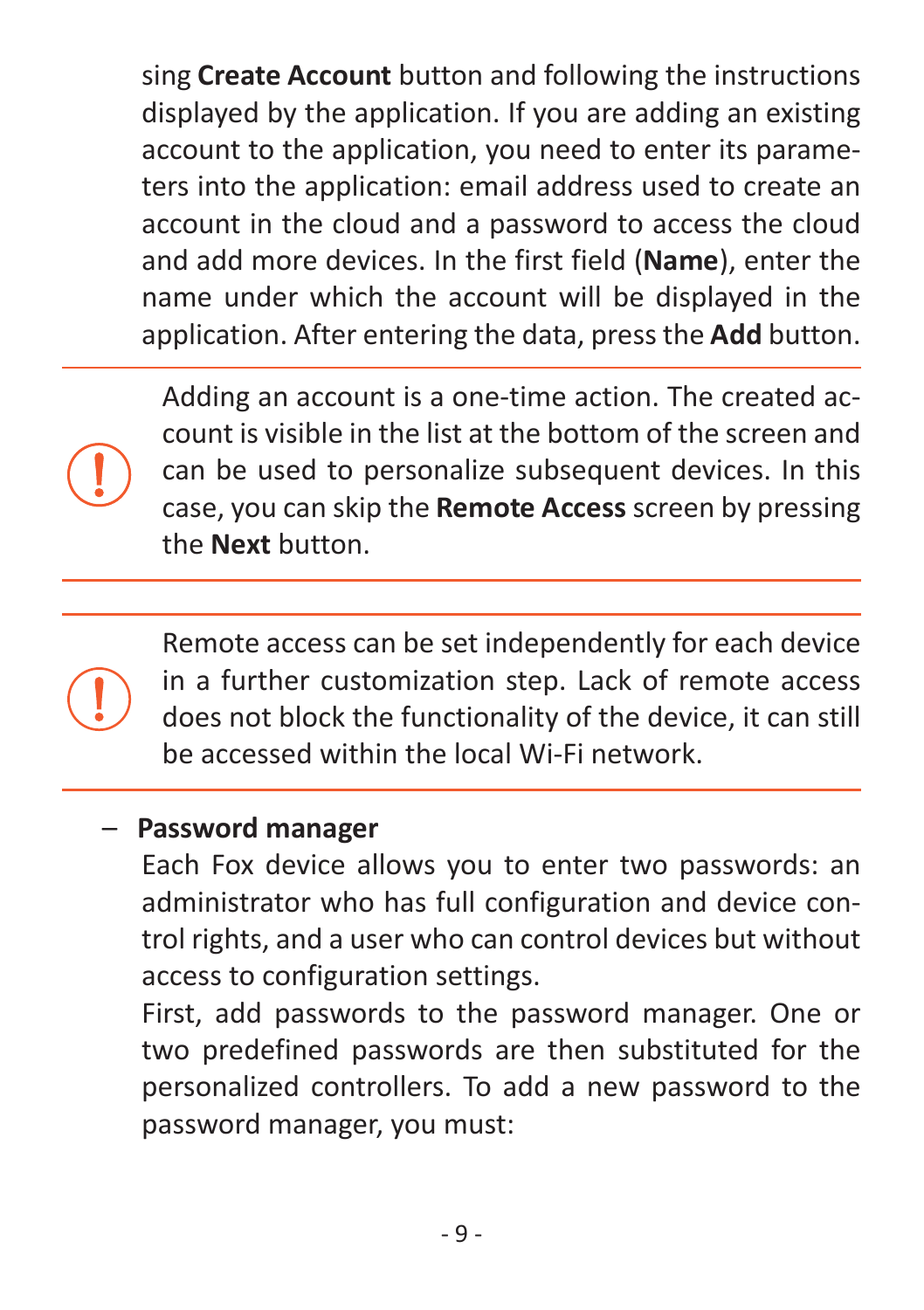sing **Create Account** button and following the instructions displayed by the application. If you are adding an existing account to the application, you need to enter its parameters into the application: email address used to create an account in the cloud and a password to access the cloud and add more devices. In the first field (**Name**), enter the name under which the account will be displayed in the application. After entering the data, press the **Add** button.

---

> **!** Adding an account is a one-time action. The created account is visible in the list at the bottom of the screen and can be used to personalize subsequent devices. In this case, you can skip the **Remote Access** screen by pressing the **Next** button.

---

> **!** Remote access can be set independently for each device in a further customization step. Lack of remote access does not block the functionality of the device, it can still be accessed within the local Wi-Fi network.

---

– **Password manager**

Each Fox device allows you to enter two passwords: an administrator who has full configuration and device control rights, and a user who can control devices but without access to configuration settings.

First, add passwords to the password manager. One or two predefined passwords are then substituted for the personalized controllers. To add a new password to the password manager, you must: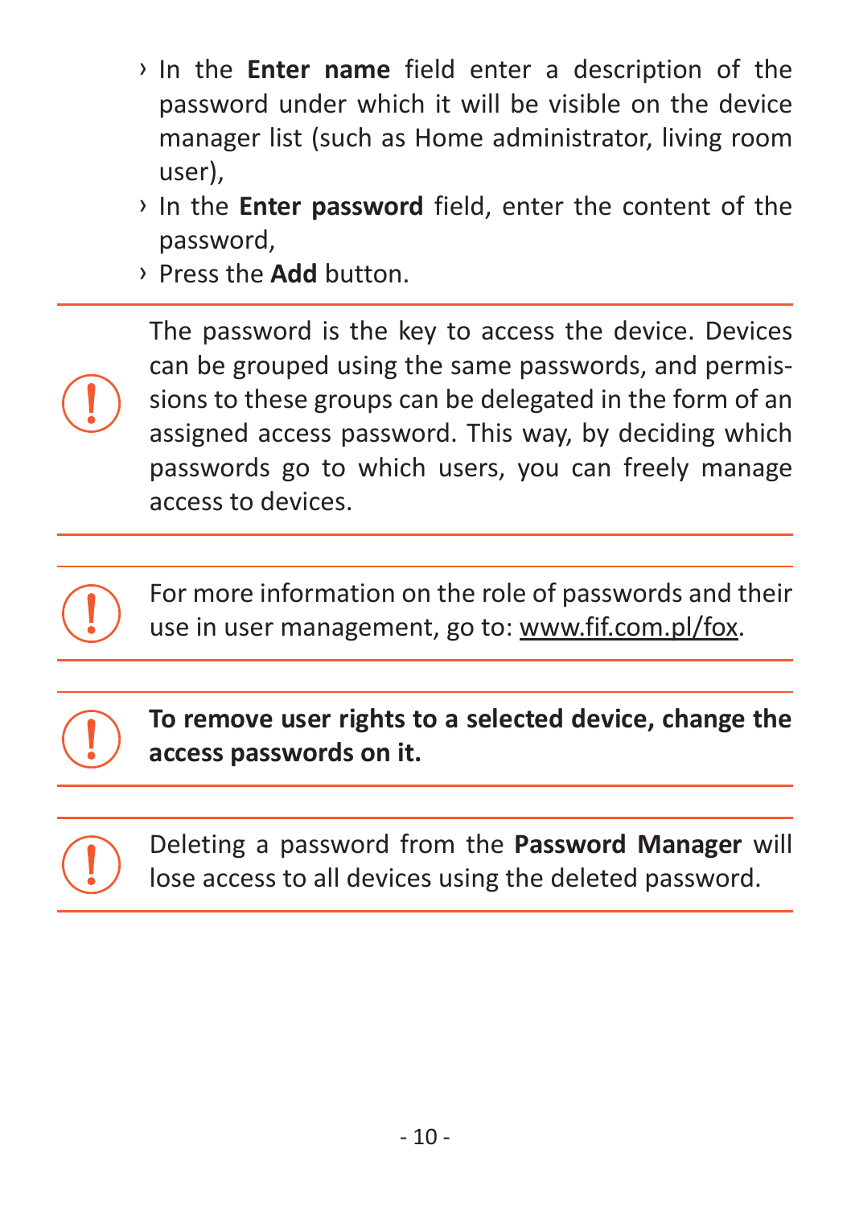- In the **Enter name** field enter a description of the password under which it will be visible on the device manager list (such as Home administrator, living room user),
- In the **Enter password** field, enter the content of the password,
- Press the **Add** button.

---

The password is the key to access the device. Devices can be grouped using the same passwords, and permissions to these groups can be delegated in the form of an assigned access password. This way, by deciding which passwords go to which users, you can freely manage access to devices.

---

For more information on the role of passwords and their use in user management, go to: www.fif.com.pl/fox.

---

**To remove user rights to a selected device, change the access passwords on it.**

---

Deleting a password from the **Password Manager** will lose access to all devices using the deleted password.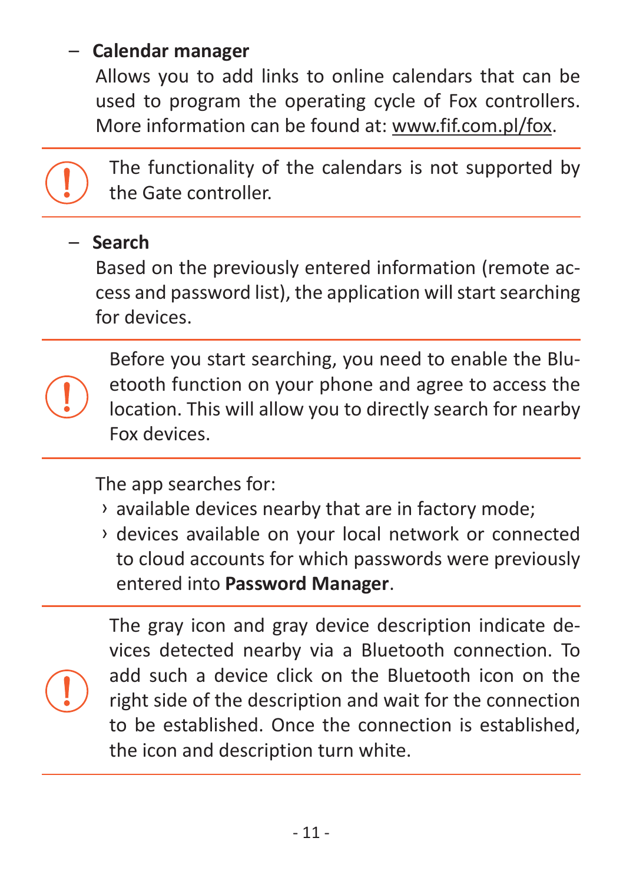- **Calendar manager**

  Allows you to add links to online calendars that can be used to program the operating cycle of Fox controllers. More information can be found at: www.fif.com.pl/fox.

> ! The functionality of the calendars is not supported by the Gate controller.

- **Search**

  Based on the previously entered information (remote access and password list), the application will start searching for devices.

> ! Before you start searching, you need to enable the Bluetooth function on your phone and agree to access the location. This will allow you to directly search for nearby Fox devices.

The app searches for:

- available devices nearby that are in factory mode;
- devices available on your local network or connected to cloud accounts for which passwords were previously entered into **Password Manager**.

> ! The gray icon and gray device description indicate devices detected nearby via a Bluetooth connection. To add such a device click on the Bluetooth icon on the right side of the description and wait for the connection to be established. Once the connection is established, the icon and description turn white.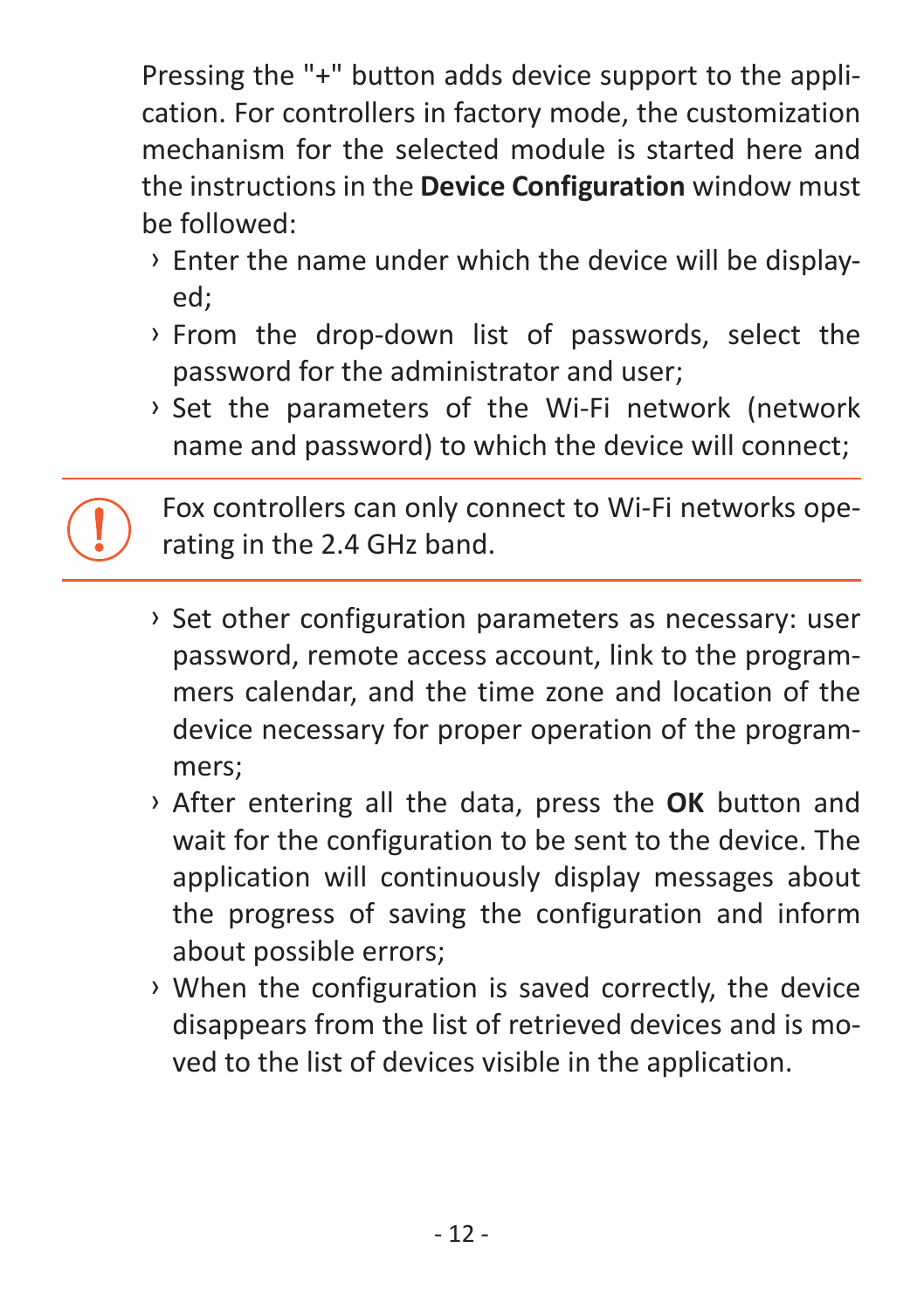Pressing the "+" button adds device support to the application. For controllers in factory mode, the customization mechanism for the selected module is started here and the instructions in the **Device Configuration** window must be followed:

- Enter the name under which the device will be displayed;
- From the drop-down list of passwords, select the password for the administrator and user;
- Set the parameters of the Wi-Fi network (network name and password) to which the device will connect;

> **!** Fox controllers can only connect to Wi-Fi networks operating in the 2.4 GHz band.

- Set other configuration parameters as necessary: user password, remote access account, link to the programmers calendar, and the time zone and location of the device necessary for proper operation of the programmers;
- After entering all the data, press the **OK** button and wait for the configuration to be sent to the device. The application will continuously display messages about the progress of saving the configuration and inform about possible errors;
- When the configuration is saved correctly, the device disappears from the list of retrieved devices and is moved to the list of devices visible in the application.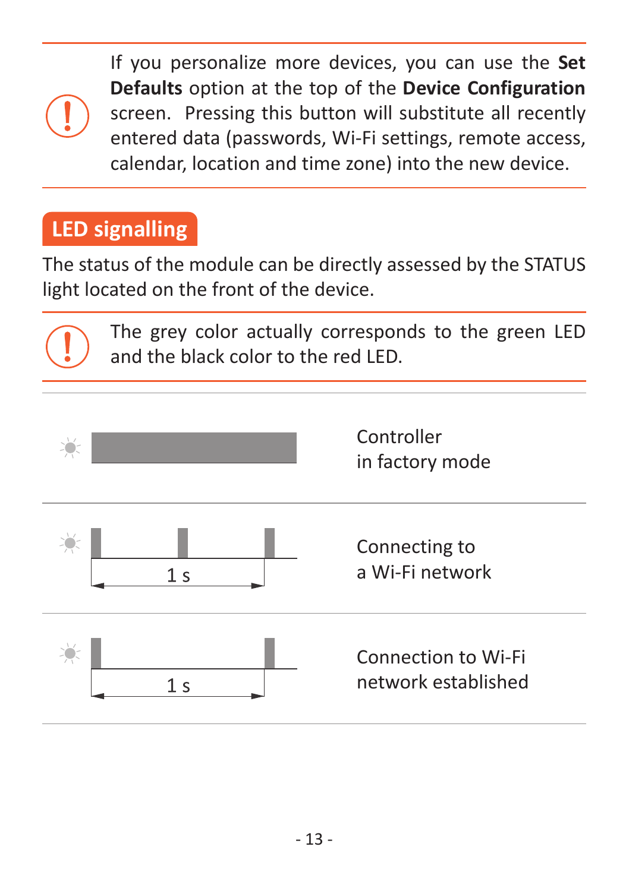> **!** If you personalize more devices, you can use the **Set Defaults** option at the top of the **Device Configuration** screen. Pressing this button will substitute all recently entered data (passwords, Wi-Fi settings, remote access, calendar, location and time zone) into the new device.

## LED signalling

The status of the module can be directly assessed by the STATUS light located on the front of the device.

> **!** The grey color actually corresponds to the green LED and the black color to the red LED.

| LED | Status |
| --- | --- |
| Continuously on | Controller in factory mode |
| Three short flashes per 1 s | Connecting to a Wi-Fi network |
| One short flash per 1 s | Connection to Wi-Fi network established |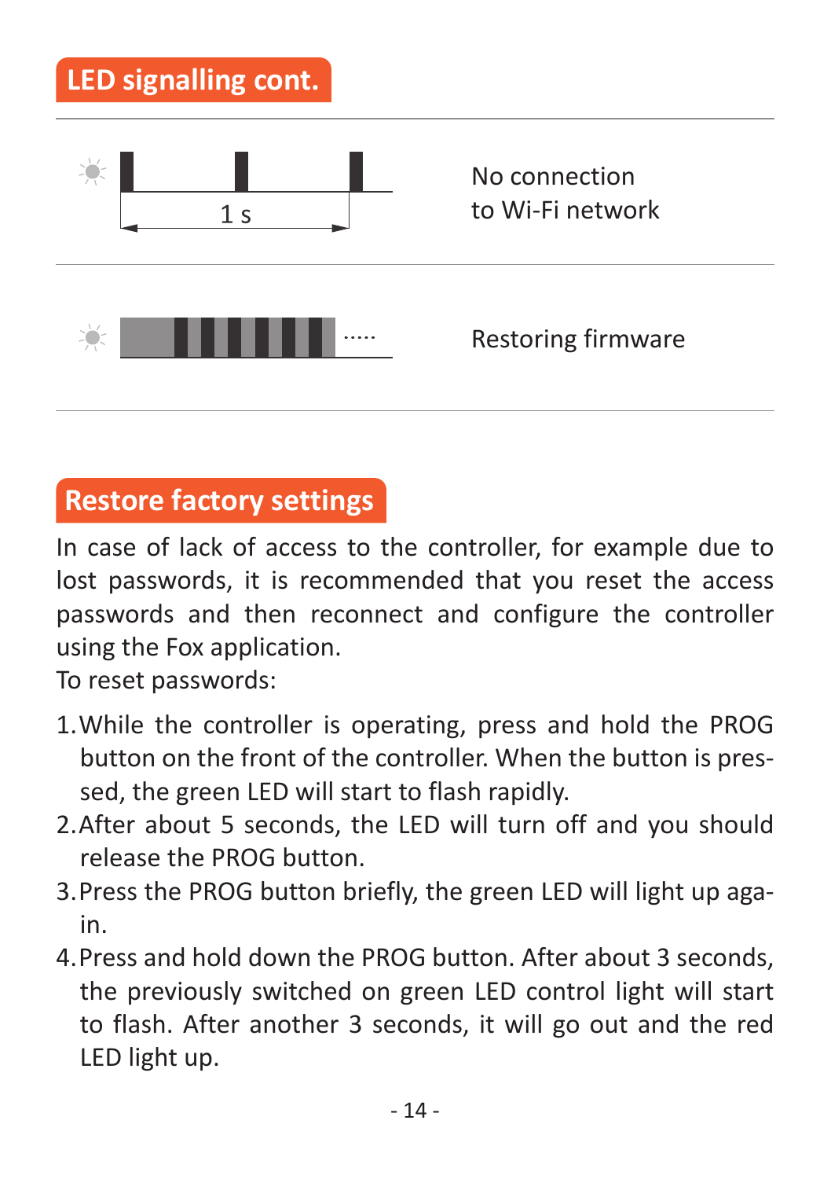## LED signalling cont.

| Signal | Description |
| --- | --- |
| 1 s | No connection to Wi-Fi network |
| ..... | Restoring firmware |

## Restore factory settings

In case of lack of access to the controller, for example due to lost passwords, it is recommended that you reset the access passwords and then reconnect and configure the controller using the Fox application.
To reset passwords:

1. While the controller is operating, press and hold the PROG button on the front of the controller. When the button is pressed, the green LED will start to flash rapidly.
2. After about 5 seconds, the LED will turn off and you should release the PROG button.
3. Press the PROG button briefly, the green LED will light up again.
4. Press and hold down the PROG button. After about 3 seconds, the previously switched on green LED control light will start to flash. After another 3 seconds, it will go out and the red LED light up.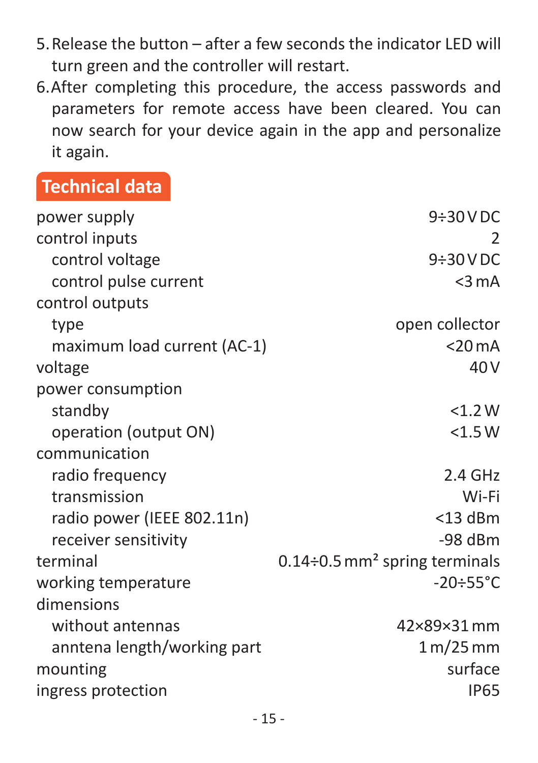5. Release the button – after a few seconds the indicator LED will turn green and the controller will restart.
6. After completing this procedure, the access passwords and parameters for remote access have been cleared. You can now search for your device again in the app and personalize it again.

## Technical data

| | |
|---|---|
| power supply | 9÷30 V DC |
| control inputs | 2 |
| control voltage | 9÷30 V DC |
| control pulse current | <3 mA |
| control outputs | |
| type | open collector |
| maximum load current (AC-1) | <20 mA |
| voltage | 40 V |
| power consumption | |
| standby | <1.2 W |
| operation (output ON) | <1.5 W |
| communication | |
| radio frequency | 2.4 GHz |
| transmission | Wi-Fi |
| radio power (IEEE 802.11n) | <13 dBm |
| receiver sensitivity | -98 dBm |
| terminal | 0.14÷0.5 mm² spring terminals |
| working temperature | -20÷55°C |
| dimensions | |
| without antennas | 42×89×31 mm |
| anntena length/working part | 1 m/25 mm |
| mounting | surface |
| ingress protection | IP65 |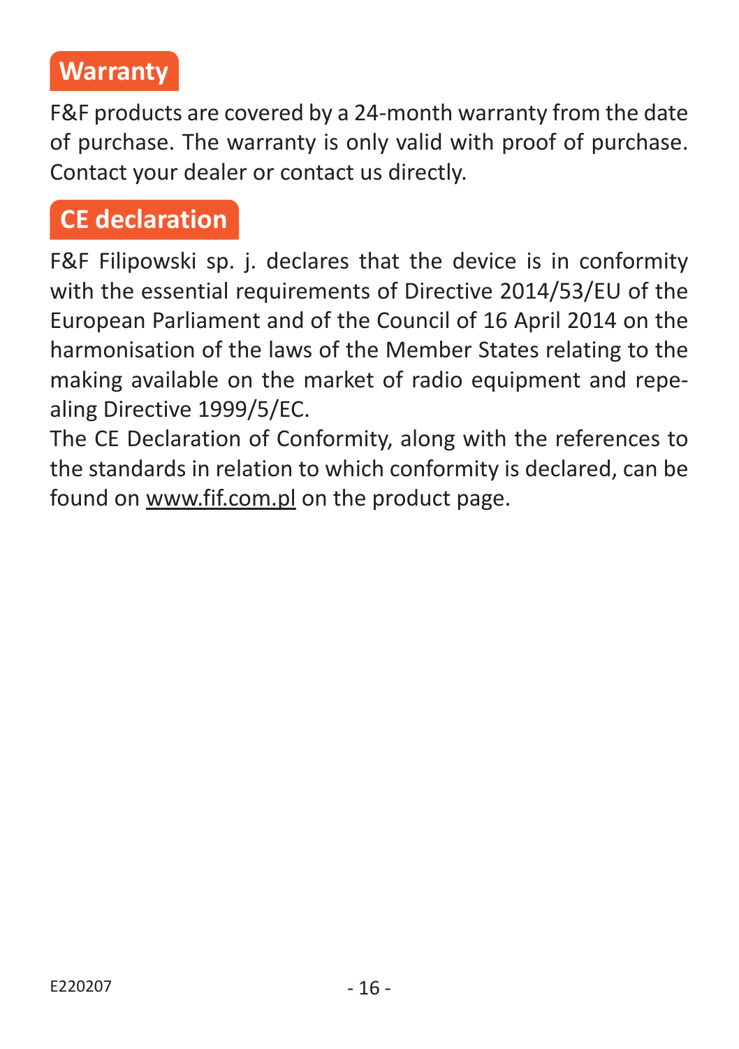## Warranty

F&F products are covered by a 24-month warranty from the date of purchase. The warranty is only valid with proof of purchase. Contact your dealer or contact us directly.

## CE declaration

F&F Filipowski sp. j. declares that the device is in conformity with the essential requirements of Directive 2014/53/EU of the European Parliament and of the Council of 16 April 2014 on the harmonisation of the laws of the Member States relating to the making available on the market of radio equipment and repealing Directive 1999/5/EC.

The CE Declaration of Conformity, along with the references to the standards in relation to which conformity is declared, can be found on www.fif.com.pl on the product page.

E220207